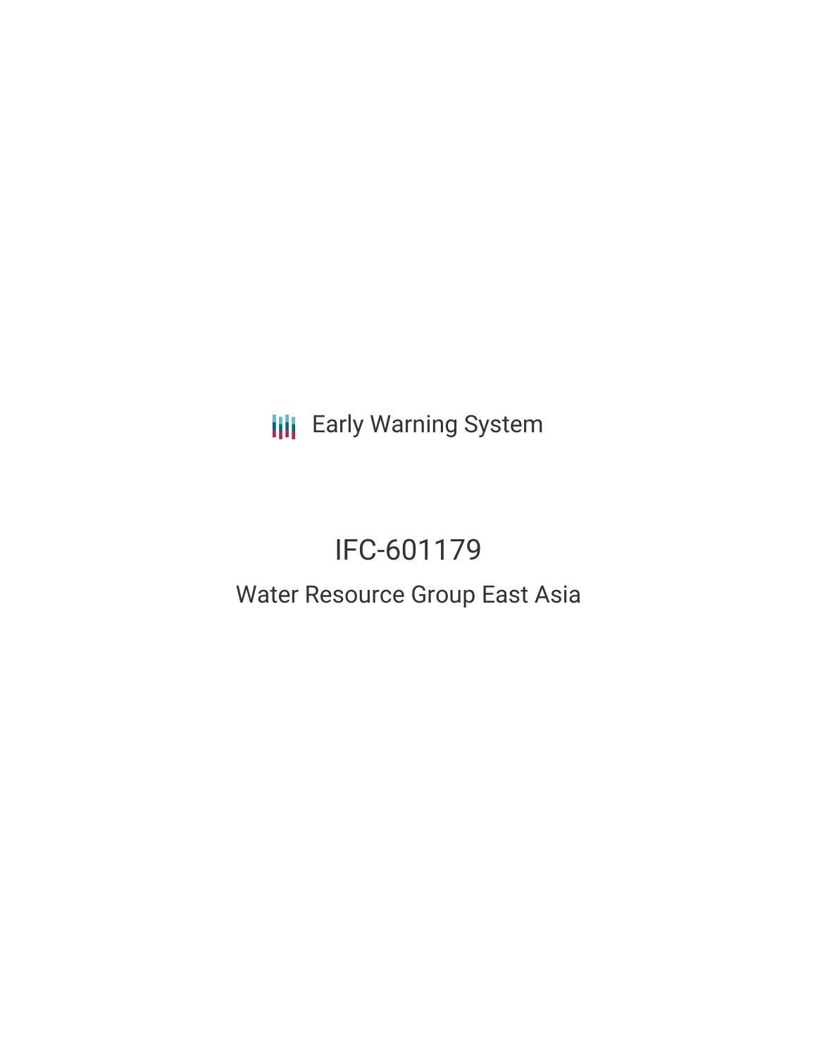Early Warning System

# IFC-601179

## Water Resource Group East Asia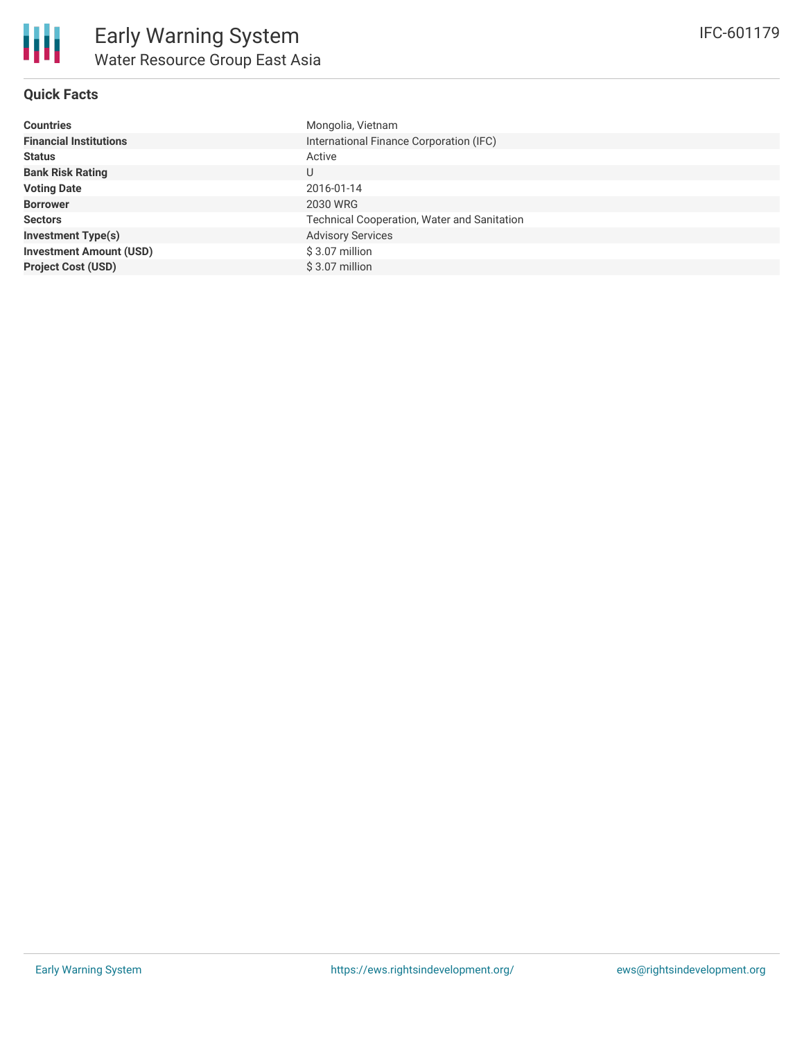# Early Warning System

## Water Resource Group East Asia

IFC-601179

### Quick Facts

| | |
|---|---|
| **Countries** | Mongolia, Vietnam |
| **Financial Institutions** | International Finance Corporation (IFC) |
| **Status** | Active |
| **Bank Risk Rating** | U |
| **Voting Date** | 2016-01-14 |
| **Borrower** | 2030 WRG |
| **Sectors** | Technical Cooperation, Water and Sanitation |
| **Investment Type(s)** | Advisory Services |
| **Investment Amount (USD)** | $ 3.07 million |
| **Project Cost (USD)** | $ 3.07 million |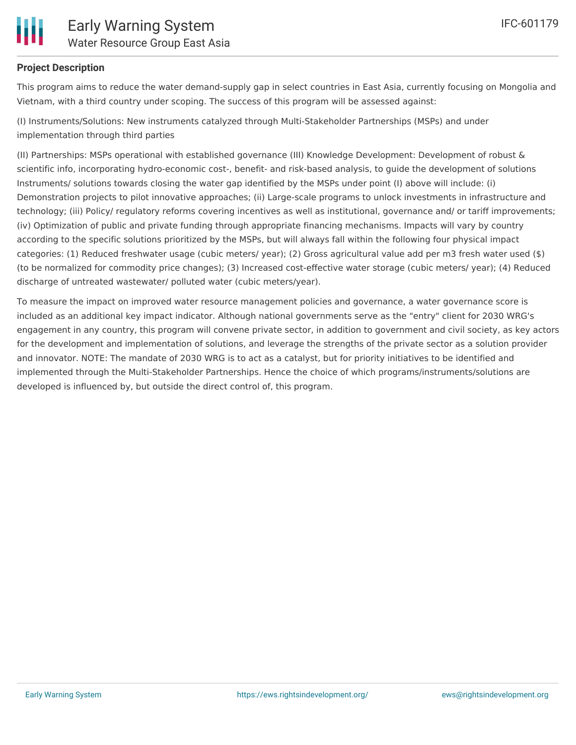## Project Description

This program aims to reduce the water demand-supply gap in select countries in East Asia, currently focusing on Mongolia and Vietnam, with a third country under scoping. The success of this program will be assessed against:

(I) Instruments/Solutions: New instruments catalyzed through Multi-Stakeholder Partnerships (MSPs) and under implementation through third parties

(II) Partnerships: MSPs operational with established governance (III) Knowledge Development: Development of robust & scientific info, incorporating hydro-economic cost-, benefit- and risk-based analysis, to guide the development of solutions Instruments/ solutions towards closing the water gap identified by the MSPs under point (I) above will include: (i) Demonstration projects to pilot innovative approaches; (ii) Large-scale programs to unlock investments in infrastructure and technology; (iii) Policy/ regulatory reforms covering incentives as well as institutional, governance and/ or tariff improvements; (iv) Optimization of public and private funding through appropriate financing mechanisms. Impacts will vary by country according to the specific solutions prioritized by the MSPs, but will always fall within the following four physical impact categories: (1) Reduced freshwater usage (cubic meters/ year); (2) Gross agricultural value add per m3 fresh water used ($) (to be normalized for commodity price changes); (3) Increased cost-effective water storage (cubic meters/ year); (4) Reduced discharge of untreated wastewater/ polluted water (cubic meters/year).

To measure the impact on improved water resource management policies and governance, a water governance score is included as an additional key impact indicator. Although national governments serve as the "entry" client for 2030 WRG's engagement in any country, this program will convene private sector, in addition to government and civil society, as key actors for the development and implementation of solutions, and leverage the strengths of the private sector as a solution provider and innovator. NOTE: The mandate of 2030 WRG is to act as a catalyst, but for priority initiatives to be identified and implemented through the Multi-Stakeholder Partnerships. Hence the choice of which programs/instruments/solutions are developed is influenced by, but outside the direct control of, this program.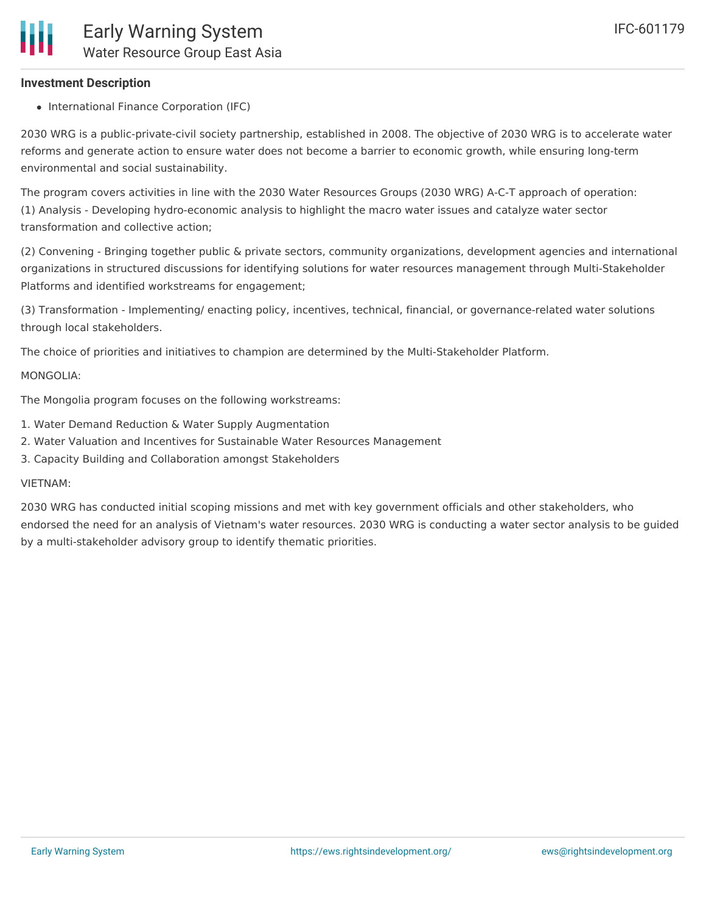### Investment Description

- International Finance Corporation (IFC)

2030 WRG is a public-private-civil society partnership, established in 2008. The objective of 2030 WRG is to accelerate water reforms and generate action to ensure water does not become a barrier to economic growth, while ensuring long-term environmental and social sustainability.

The program covers activities in line with the 2030 Water Resources Groups (2030 WRG) A-C-T approach of operation:
(1) Analysis - Developing hydro-economic analysis to highlight the macro water issues and catalyze water sector transformation and collective action;

(2) Convening - Bringing together public & private sectors, community organizations, development agencies and international organizations in structured discussions for identifying solutions for water resources management through Multi-Stakeholder Platforms and identified workstreams for engagement;

(3) Transformation - Implementing/ enacting policy, incentives, technical, financial, or governance-related water solutions through local stakeholders.

The choice of priorities and initiatives to champion are determined by the Multi-Stakeholder Platform.

MONGOLIA:

The Mongolia program focuses on the following workstreams:

1. Water Demand Reduction & Water Supply Augmentation
2. Water Valuation and Incentives for Sustainable Water Resources Management
3. Capacity Building and Collaboration amongst Stakeholders

VIETNAM:

2030 WRG has conducted initial scoping missions and met with key government officials and other stakeholders, who endorsed the need for an analysis of Vietnam's water resources. 2030 WRG is conducting a water sector analysis to be guided by a multi-stakeholder advisory group to identify thematic priorities.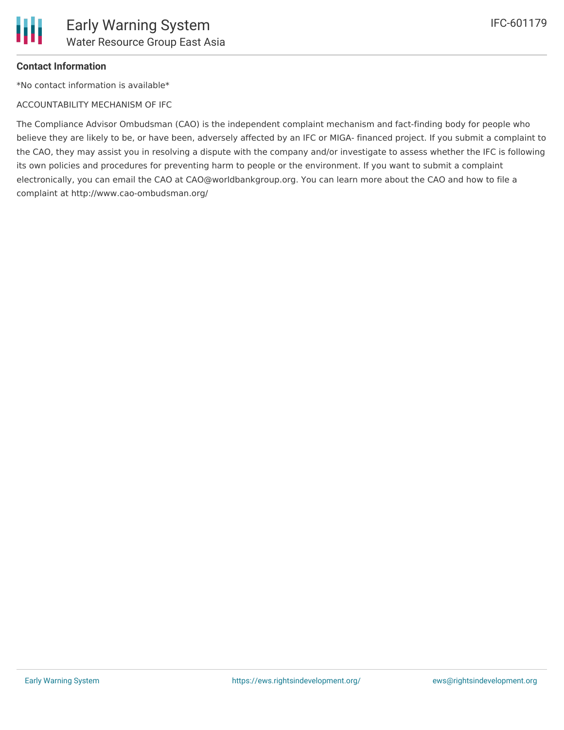**Contact Information**

*No contact information is available*

ACCOUNTABILITY MECHANISM OF IFC

The Compliance Advisor Ombudsman (CAO) is the independent complaint mechanism and fact-finding body for people who believe they are likely to be, or have been, adversely affected by an IFC or MIGA- financed project. If you submit a complaint to the CAO, they may assist you in resolving a dispute with the company and/or investigate to assess whether the IFC is following its own policies and procedures for preventing harm to people or the environment. If you want to submit a complaint electronically, you can email the CAO at CAO@worldbankgroup.org. You can learn more about the CAO and how to file a complaint at http://www.cao-ombudsman.org/